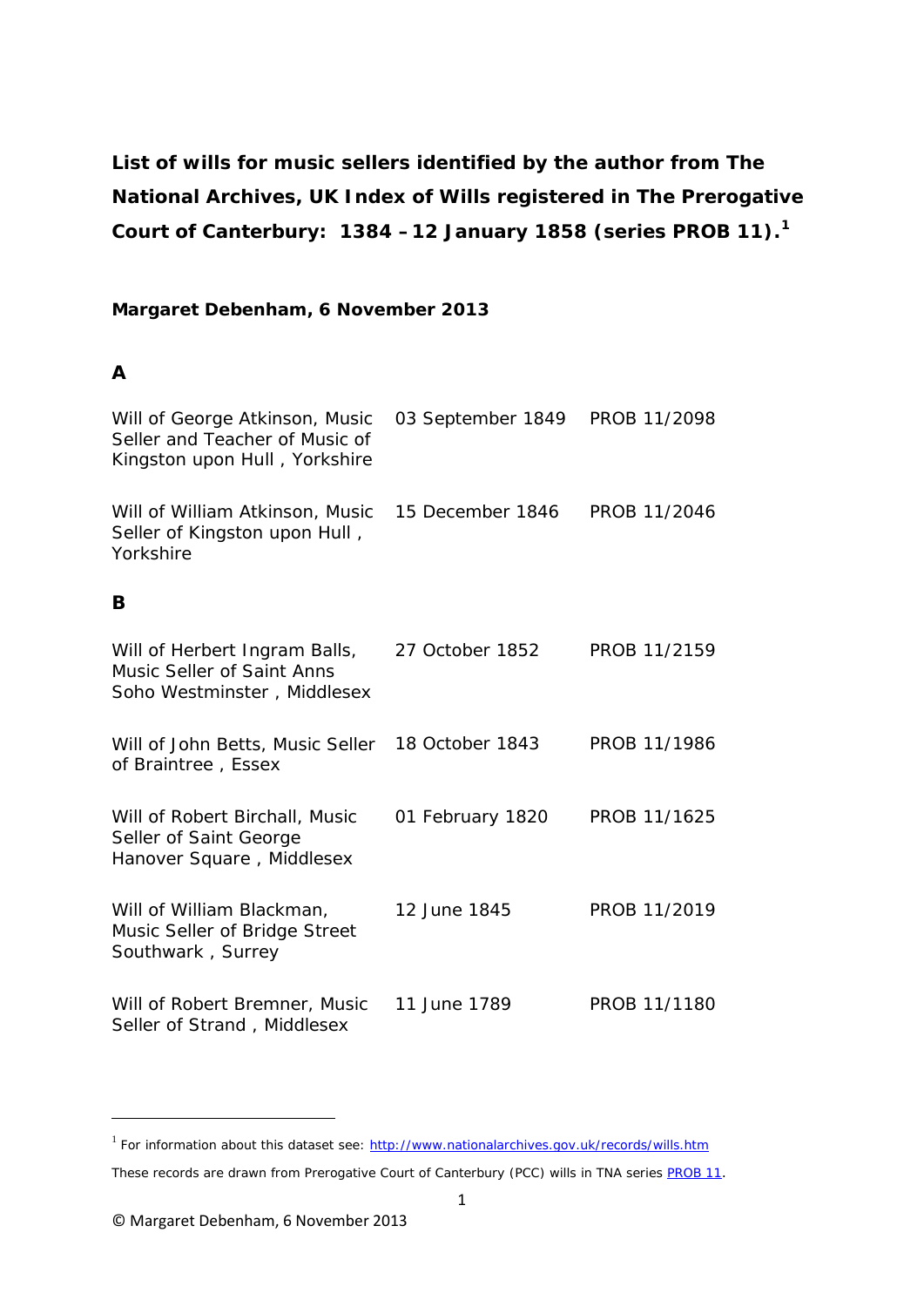# List of wills for music sellers identified by the author from The National Archives, UK Index of Wills registered in The Prerogative Court of Canterbury: 1384 – 12 January 1858 (series PROB 11).[1]

**Margaret Debenham, 6 November 2013**

## A

| | | |
|---|---|---|
| Will of George Atkinson, Music Seller and Teacher of Music of Kingston upon Hull , Yorkshire | 03 September 1849 | PROB 11/2098 |
| Will of William Atkinson, Music Seller of Kingston upon Hull , Yorkshire | 15 December 1846 | PROB 11/2046 |

## B

| | | |
|---|---|---|
| Will of Herbert Ingram Balls, Music Seller of Saint Anns Soho Westminster , Middlesex | 27 October 1852 | PROB 11/2159 |
| Will of John Betts, Music Seller of Braintree , Essex | 18 October 1843 | PROB 11/1986 |
| Will of Robert Birchall, Music Seller of Saint George Hanover Square , Middlesex | 01 February 1820 | PROB 11/1625 |
| Will of William Blackman, Music Seller of Bridge Street Southwark , Surrey | 12 June 1845 | PROB 11/2019 |
| Will of Robert Bremner, Music Seller of Strand , Middlesex | 11 June 1789 | PROB 11/1180 |

[1] For information about this dataset see: http://www.nationalarchives.gov.uk/records/wills.htm

These records are drawn from Prerogative Court of Canterbury (PCC) wills in TNA series PROB 11.

© Margaret Debenham, 6 November 2013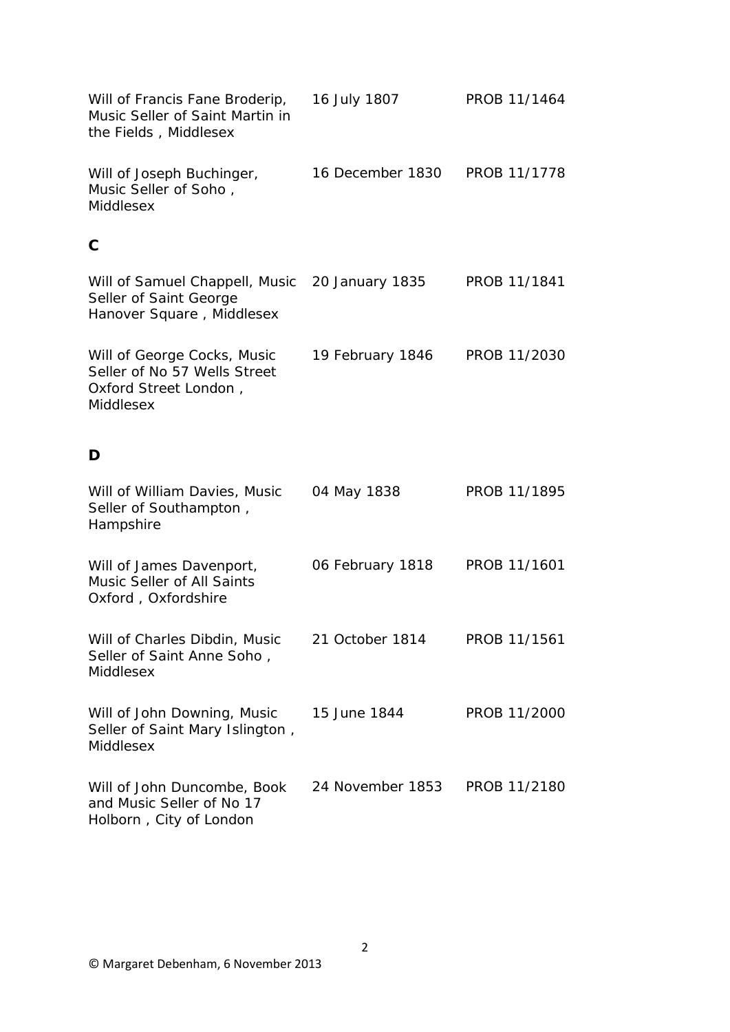| | | |
|---|---|---|
| Will of Francis Fane Broderip, Music Seller of Saint Martin in the Fields , Middlesex | 16 July 1807 | PROB 11/1464 |
| Will of Joseph Buchinger, Music Seller of Soho , Middlesex | 16 December 1830 | PROB 11/1778 |

## C

| | | |
|---|---|---|
| Will of Samuel Chappell, Music Seller of Saint George Hanover Square , Middlesex | 20 January 1835 | PROB 11/1841 |
| Will of George Cocks, Music Seller of No 57 Wells Street Oxford Street London , Middlesex | 19 February 1846 | PROB 11/2030 |

## D

| | | |
|---|---|---|
| Will of William Davies, Music Seller of Southampton , Hampshire | 04 May 1838 | PROB 11/1895 |
| Will of James Davenport, Music Seller of All Saints Oxford , Oxfordshire | 06 February 1818 | PROB 11/1601 |
| Will of Charles Dibdin, Music Seller of Saint Anne Soho , Middlesex | 21 October 1814 | PROB 11/1561 |
| Will of John Downing, Music Seller of Saint Mary Islington , Middlesex | 15 June 1844 | PROB 11/2000 |
| Will of John Duncombe, Book and Music Seller of No 17 Holborn , City of London | 24 November 1853 | PROB 11/2180 |

© Margaret Debenham, 6 November 2013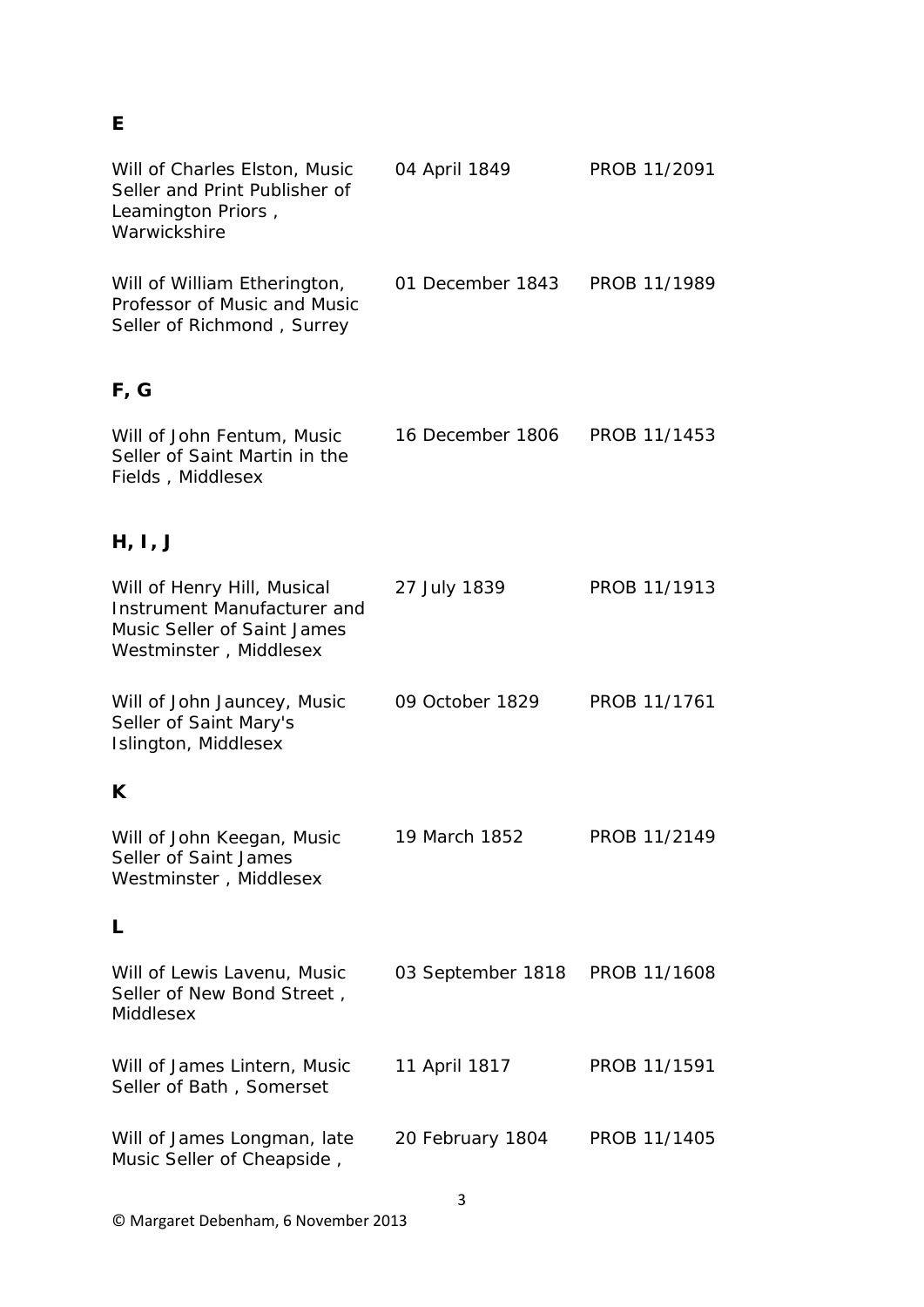## E

| | | |
|---|---|---|
| Will of Charles Elston, Music Seller and Print Publisher of Leamington Priors , Warwickshire | 04 April 1849 | PROB 11/2091 |
| Will of William Etherington, Professor of Music and Music Seller of Richmond , Surrey | 01 December 1843 | PROB 11/1989 |

## F, G

| | | |
|---|---|---|
| Will of John Fentum, Music Seller of Saint Martin in the Fields , Middlesex | 16 December 1806 | PROB 11/1453 |

## H, I, J

| | | |
|---|---|---|
| Will of Henry Hill, Musical Instrument Manufacturer and Music Seller of Saint James Westminster , Middlesex | 27 July 1839 | PROB 11/1913 |
| Will of John Jauncey, Music Seller of Saint Mary's Islington, Middlesex | 09 October 1829 | PROB 11/1761 |

## K

| | | |
|---|---|---|
| Will of John Keegan, Music Seller of Saint James Westminster , Middlesex | 19 March 1852 | PROB 11/2149 |

## L

| | | |
|---|---|---|
| Will of Lewis Lavenu, Music Seller of New Bond Street , Middlesex | 03 September 1818 | PROB 11/1608 |
| Will of James Lintern, Music Seller of Bath , Somerset | 11 April 1817 | PROB 11/1591 |
| Will of James Longman, late Music Seller of Cheapside , | 20 February 1804 | PROB 11/1405 |

© Margaret Debenham, 6 November 2013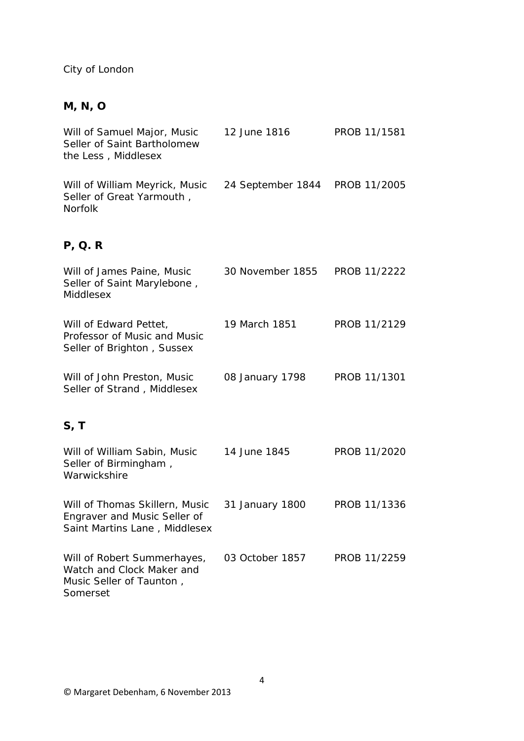City of London

## M, N, O

| | | |
|---|---|---|
| Will of Samuel Major, Music Seller of Saint Bartholomew the Less , Middlesex | 12 June 1816 | PROB 11/1581 |
| Will of William Meyrick, Music Seller of Great Yarmouth , Norfolk | 24 September 1844 | PROB 11/2005 |

## P, Q. R

| | | |
|---|---|---|
| Will of James Paine, Music Seller of Saint Marylebone , Middlesex | 30 November 1855 | PROB 11/2222 |
| Will of Edward Pettet, Professor of Music and Music Seller of Brighton , Sussex | 19 March 1851 | PROB 11/2129 |
| Will of John Preston, Music Seller of Strand , Middlesex | 08 January 1798 | PROB 11/1301 |

## S, T

| | | |
|---|---|---|
| Will of William Sabin, Music Seller of Birmingham , Warwickshire | 14 June 1845 | PROB 11/2020 |
| Will of Thomas Skillern, Music Engraver and Music Seller of Saint Martins Lane , Middlesex | 31 January 1800 | PROB 11/1336 |
| Will of Robert Summerhayes, Watch and Clock Maker and Music Seller of Taunton , Somerset | 03 October 1857 | PROB 11/2259 |

© Margaret Debenham, 6 November 2013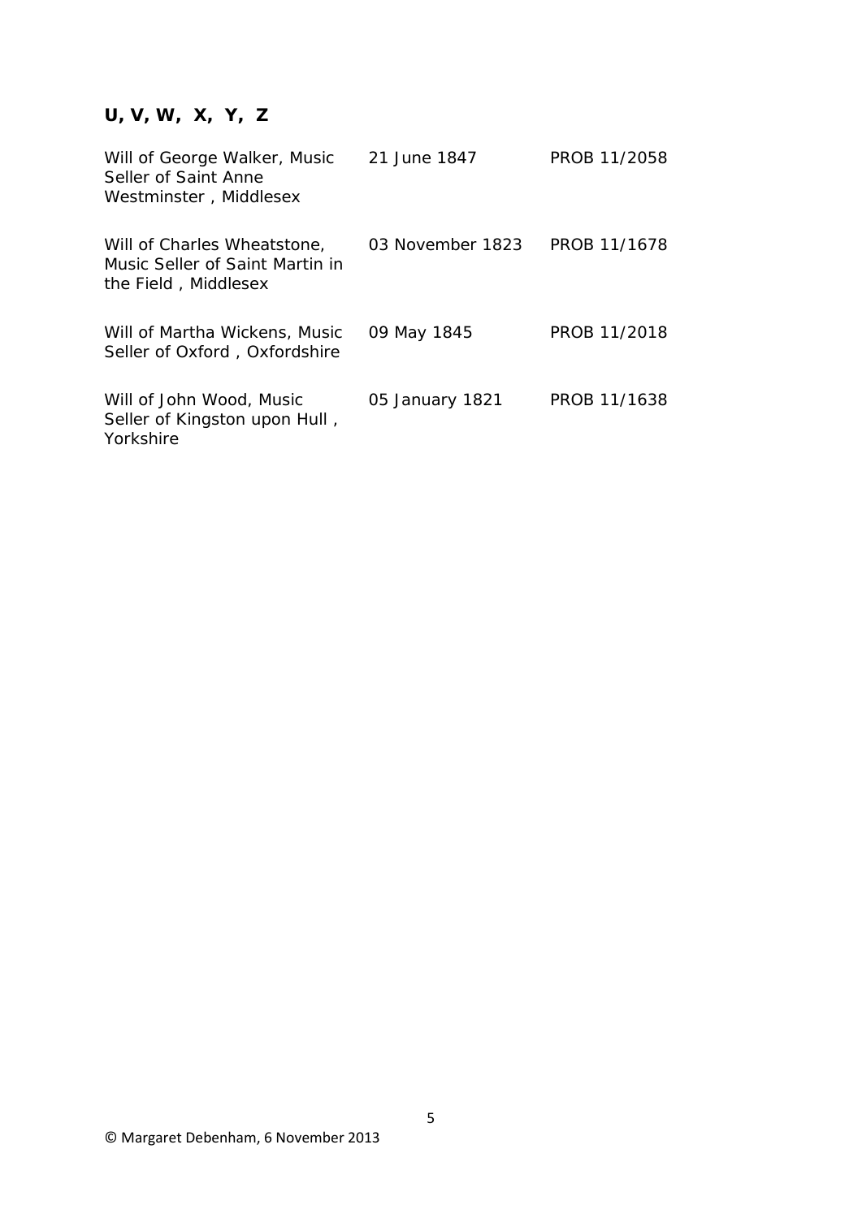## U, V, W, X, Y, Z

| | | |
|---|---|---|
| Will of George Walker, Music Seller of Saint Anne Westminster , Middlesex | 21 June 1847 | PROB 11/2058 |
| Will of Charles Wheatstone, Music Seller of Saint Martin in the Field , Middlesex | 03 November 1823 | PROB 11/1678 |
| Will of Martha Wickens, Music Seller of Oxford , Oxfordshire | 09 May 1845 | PROB 11/2018 |
| Will of John Wood, Music Seller of Kingston upon Hull , Yorkshire | 05 January 1821 | PROB 11/1638 |

© Margaret Debenham, 6 November 2013